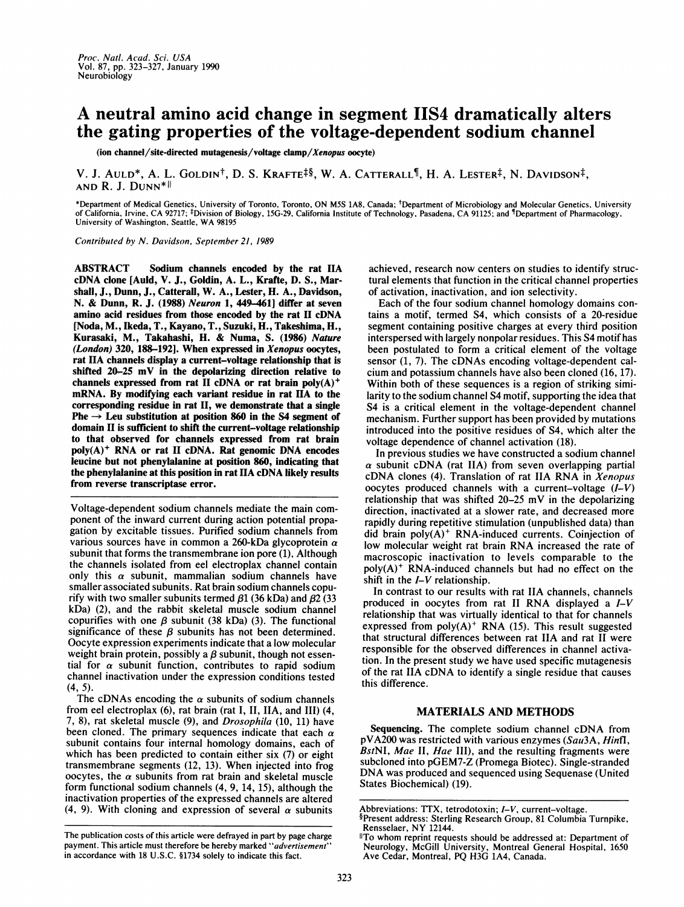# A neutral amino acid change in segment IIS4 dramatically alters the gating properties of the voltage-dependent sodium channel

(ion channel/site-directed mutagenesis/voltage clamp/*Xenopus* oocyte)

V. J. Auld*, A. L. Goldin[†], D. S. Krafte[‡§], W. A. Catterall[¶], H. A. Lester[‡], N. Davidson[‡], and R. J. Dunn*[||]

*Department of Medical Genetics, University of Toronto, Toronto, ON M5S 1A8, Canada; [†]Department of Microbiology and Molecular Genetics, University of California, Irvine, CA 92717; [‡]Division of Biology, 15G-29, California Institute of Technology, Pasadena, CA 91125; and [¶]Department of Pharmacology, University of Washington, Seattle, WA 98195

*Contributed by N. Davidson, September 21, 1989*

**ABSTRACT** Sodium channels encoded by the rat IIA cDNA clone [Auld, V. J., Goldin, A. L., Krafte, D. S., Marshall, J., Dunn, J., Catterall, W. A., Lester, H. A., Davidson, N. & Dunn, R. J. (1988) *Neuron* 1, 449–461] differ at seven amino acid residues from those encoded by the rat II cDNA [Noda, M., Ikeda, T., Kayano, T., Suzuki, H., Takeshima, H., Kurasaki, M., Takahashi, H. & Numa, S. (1986) *Nature (London)* 320, 188–192]. When expressed in *Xenopus* oocytes, rat IIA channels display a current–voltage relationship that is shifted 20–25 mV in the depolarizing direction relative to channels expressed from rat II cDNA or rat brain poly(A)$^+$ mRNA. By modifying each variant residue in rat IIA to the corresponding residue in rat II, we demonstrate that a single Phe → Leu substitution at position 860 in the S4 segment of domain II is sufficient to shift the current–voltage relationship to that observed for channels expressed from rat brain poly(A)$^+$ RNA or rat II cDNA. Rat genomic DNA encodes leucine but not phenylalanine at position 860, indicating that the phenylalanine at this position in rat IIA cDNA likely results from reverse transcriptase error.

Voltage-dependent sodium channels mediate the main component of the inward current during action potential propagation by excitable tissues. Purified sodium channels from various sources have in common a 260-kDa glycoprotein α subunit that forms the transmembrane ion pore (1). Although the channels isolated from eel electroplax channel contain only this α subunit, mammalian sodium channels have smaller associated subunits. Rat brain sodium channels copurify with two smaller subunits termed β1 (36 kDa) and β2 (33 kDa) (2), and the rabbit skeletal muscle sodium channel copurifies with one β subunit (38 kDa) (3). The functional significance of these β subunits has not been determined. Oocyte expression experiments indicate that a low molecular weight brain protein, possibly a β subunit, though not essential for α subunit function, contributes to rapid sodium channel inactivation under the expression conditions tested (4, 5).

The cDNAs encoding the α subunits of sodium channels from eel electroplax (6), rat brain (rat I, II, IIA, and III) (4, 7, 8), rat skeletal muscle (9), and *Drosophila* (10, 11) have been cloned. The primary sequences indicate that each α subunit contains four internal homology domains, each of which has been predicted to contain either six (7) or eight transmembrane segments (12, 13). When injected into frog oocytes, the α subunits from rat brain and skeletal muscle form functional sodium channels (4, 9, 14, 15), although the inactivation properties of the expressed channels are altered (4, 9). With cloning and expression of several α subunits achieved, research now centers on studies to identify structural elements that function in the critical channel properties of activation, inactivation, and ion selectivity.

Each of the four sodium channel homology domains contains a motif, termed S4, which consists of a 20-residue segment containing positive charges at every third position interspersed with largely nonpolar residues. This S4 motif has been postulated to form a critical element of the voltage sensor (1, 7). The cDNAs encoding voltage-dependent calcium and potassium channels have also been cloned (16, 17). Within both of these sequences is a region of striking similarity to the sodium channel S4 motif, supporting the idea that S4 is a critical element in the voltage-dependent channel mechanism. Further support has been provided by mutations introduced into the positive residues of S4, which alter the voltage dependence of channel activation (18).

In previous studies we have constructed a sodium channel α subunit cDNA (rat IIA) from seven overlapping partial cDNA clones (4). Translation of rat IIA RNA in *Xenopus* oocytes produced channels with a current–voltage (*I–V*) relationship that was shifted 20–25 mV in the depolarizing direction, inactivated at a slower rate, and decreased more rapidly during repetitive stimulation (unpublished data) than did brain poly(A)$^+$ RNA-induced currents. Coinjection of low molecular weight rat brain RNA increased the rate of macroscopic inactivation to levels comparable to the poly(A)$^+$ RNA-induced channels but had no effect on the shift in the *I–V* relationship.

In contrast to our results with rat IIA channels, channels produced in oocytes from rat II RNA displayed a *I–V* relationship that was virtually identical to that for channels expressed from poly(A)$^+$ RNA (15). This result suggested that structural differences between rat IIA and rat II were responsible for the observed differences in channel activation. In the present study we have used specific mutagenesis of the rat IIA cDNA to identify a single residue that causes this difference.

## MATERIALS AND METHODS

**Sequencing.** The complete sodium channel cDNA from pVA200 was restricted with various enzymes (*Sau*3A, *Hin*fI, *Bst*NI, *Mae* II, *Hae* III), and the resulting fragments were subcloned into pGEM7-Z (Promega Biotec). Single-stranded DNA was produced and sequenced using Sequenase (United States Biochemical) (19).

The publication costs of this article were defrayed in part by page charge payment. This article must therefore be hereby marked "*advertisement*" in accordance with 18 U.S.C. §1734 solely to indicate this fact.

Abbreviations: TTX, tetrodotoxin; *I–V*, current–voltage.

[§]Present address: Sterling Research Group, 81 Columbia Turnpike, Rensselaer, NY 12144.

[||]To whom reprint requests should be addressed at: Department of Neurology, McGill University, Montreal General Hospital, 1650 Ave Cedar, Montreal, PQ H3G 1A4, Canada.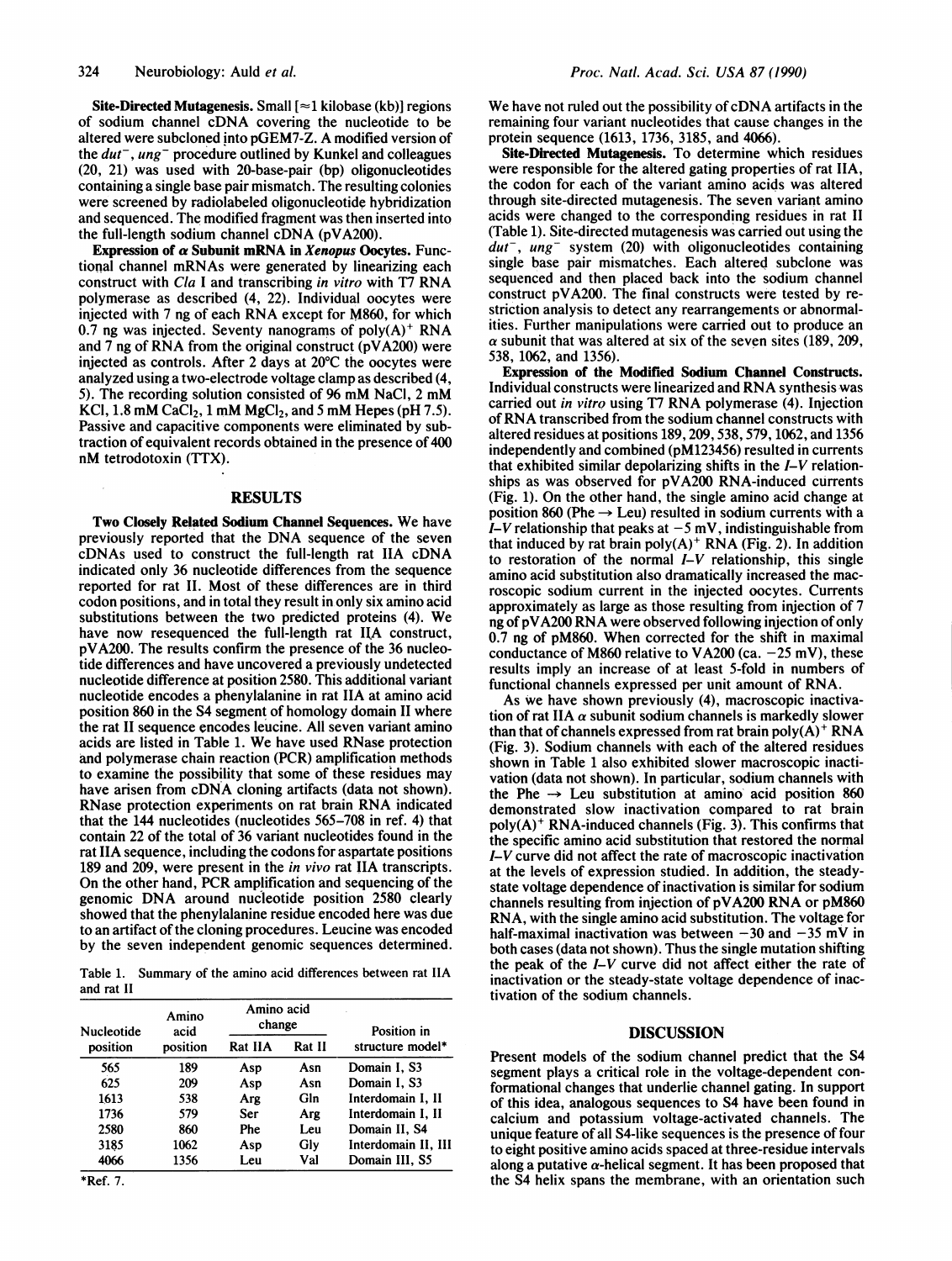**Site-Directed Mutagenesis.** Small [≈1 kilobase (kb)] regions of sodium channel cDNA covering the nucleotide to be altered were subcloned into pGEM7-Z. A modified version of the *dut*⁻, *ung*⁻ procedure outlined by Kunkel and colleagues (20, 21) was used with 20-base-pair (bp) oligonucleotides containing a single base pair mismatch. The resulting colonies were screened by radiolabeled oligonucleotide hybridization and sequenced. The modified fragment was then inserted into the full-length sodium channel cDNA (pVA200).

**Expression of α Subunit mRNA in *Xenopus* Oocytes.** Functional channel mRNAs were generated by linearizing each construct with *Cla* I and transcribing *in vitro* with T7 RNA polymerase as described (4, 22). Individual oocytes were injected with 7 ng of each RNA except for M860, for which 0.7 ng was injected. Seventy nanograms of poly(A)$^+$ RNA and 7 ng of RNA from the original construct (pVA200) were injected as controls. After 2 days at 20°C the oocytes were analyzed using a two-electrode voltage clamp as described (4, 5). The recording solution consisted of 96 mM NaCl, 2 mM KCl, 1.8 mM $CaCl_2$, 1 mM $MgCl_2$, and 5 mM Hepes (pH 7.5). Passive and capacitive components were eliminated by subtraction of equivalent records obtained in the presence of 400 nM tetrodotoxin (TTX).

## RESULTS

**Two Closely Related Sodium Channel Sequences.** We have previously reported that the DNA sequence of the seven cDNAs used to construct the full-length rat IIA cDNA indicated only 36 nucleotide differences from the sequence reported for rat II. Most of these differences are in third codon positions, and in total they result in only six amino acid substitutions between the two predicted proteins (4). We have now resequenced the full-length rat IIA construct, pVA200. The results confirm the presence of the 36 nucleotide differences and have uncovered a previously undetected nucleotide difference at position 2580. This additional variant nucleotide encodes a phenylalanine in rat IIA at amino acid position 860 in the S4 segment of homology domain II where the rat II sequence encodes leucine. All seven variant amino acids are listed in Table 1. We have used RNase protection and polymerase chain reaction (PCR) amplification methods to examine the possibility that some of these residues may have arisen from cDNA cloning artifacts (data not shown). RNase protection experiments on rat brain RNA indicated that the 144 nucleotides (nucleotides 565–708 in ref. 4) that contain 22 of the total of 36 variant nucleotides found in the rat IIA sequence, including the codons for aspartate positions 189 and 209, were present in the *in vivo* rat IIA transcripts. On the other hand, PCR amplification and sequencing of the genomic DNA around nucleotide position 2580 clearly showed that the phenylalanine residue encoded here was due to an artifact of the cloning procedures. Leucine was encoded by the seven independent genomic sequences determined.

Table 1. Summary of the amino acid differences between rat IIA and rat II

| Nucleotide position | Amino acid position | Amino acid change | | Position in structure model* |
|---|---|---|---|---|
| | | Rat IIA | Rat II | |
| 565 | 189 | Asp | Asn | Domain I, S3 |
| 625 | 209 | Asp | Asn | Domain I, S3 |
| 1613 | 538 | Arg | Gln | Interdomain I, II |
| 1736 | 579 | Ser | Arg | Interdomain I, II |
| 2580 | 860 | Phe | Leu | Domain II, S4 |
| 3185 | 1062 | Asp | Gly | Interdomain II, III |
| 4066 | 1356 | Leu | Val | Domain III, S5 |

*Ref. 7.

We have not ruled out the possibility of cDNA artifacts in the remaining four variant nucleotides that cause changes in the protein sequence (1613, 1736, 3185, and 4066).

**Site-Directed Mutagenesis.** To determine which residues were responsible for the altered gating properties of rat IIA, the codon for each of the variant amino acids was altered through site-directed mutagenesis. The seven variant amino acids were changed to the corresponding residues in rat II (Table 1). Site-directed mutagenesis was carried out using the *dut*⁻, *ung*⁻ system (20) with oligonucleotides containing single base pair mismatches. Each altered subclone was sequenced and then placed back into the sodium channel construct pVA200. The final constructs were tested by restriction analysis to detect any rearrangements or abnormalities. Further manipulations were carried out to produce an α subunit that was altered at six of the seven sites (189, 209, 538, 1062, and 1356).

**Expression of the Modified Sodium Channel Constructs.** Individual constructs were linearized and RNA synthesis was carried out *in vitro* using T7 RNA polymerase (4). Injection of RNA transcribed from the sodium channel constructs with altered residues at positions 189, 209, 538, 579, 1062, and 1356 independently and combined (pM123456) resulted in currents that exhibited similar depolarizing shifts in the *I–V* relationships as was observed for pVA200 RNA-induced currents (Fig. 1). On the other hand, the single amino acid change at position 860 (Phe → Leu) resulted in sodium currents with a *I–V* relationship that peaks at −5 mV, indistinguishable from that induced by rat brain poly(A)$^+$ RNA (Fig. 2). In addition to restoration of the normal *I–V* relationship, this single amino acid substitution also dramatically increased the macroscopic sodium current in the injected oocytes. Currents approximately as large as those resulting from injection of 7 ng of pVA200 RNA were observed following injection of only 0.7 ng of pM860. When corrected for the shift in maximal conductance of M860 relative to VA200 (ca. −25 mV), these results imply an increase of at least 5-fold in numbers of functional channels expressed per unit amount of RNA.

As we have shown previously (4), macroscopic inactivation of rat IIA α subunit sodium channels is markedly slower than that of channels expressed from rat brain poly(A)$^+$ RNA (Fig. 3). Sodium channels with each of the altered residues shown in Table 1 also exhibited slower macroscopic inactivation (data not shown). In particular, sodium channels with the Phe → Leu substitution at amino acid position 860 demonstrated slow inactivation compared to rat brain poly(A)$^+$ RNA-induced channels (Fig. 3). This confirms that the specific amino acid substitution that restored the normal *I–V* curve did not affect the rate of macroscopic inactivation at the levels of expression studied. In addition, the steady-state voltage dependence of inactivation is similar for sodium channels resulting from injection of pVA200 RNA or pM860 RNA, with the single amino acid substitution. The voltage for half-maximal inactivation was between −30 and −35 mV in both cases (data not shown). Thus the single mutation shifting the peak of the *I–V* curve did not affect either the rate of inactivation or the steady-state voltage dependence of inactivation of the sodium channels.

## DISCUSSION

Present models of the sodium channel predict that the S4 segment plays a critical role in the voltage-dependent conformational changes that underlie channel gating. In support of this idea, analogous sequences to S4 have been found in calcium and potassium voltage-activated channels. The unique feature of all S4-like sequences is the presence of four to eight positive amino acids spaced at three-residue intervals along a putative α-helical segment. It has been proposed that the S4 helix spans the membrane, with an orientation such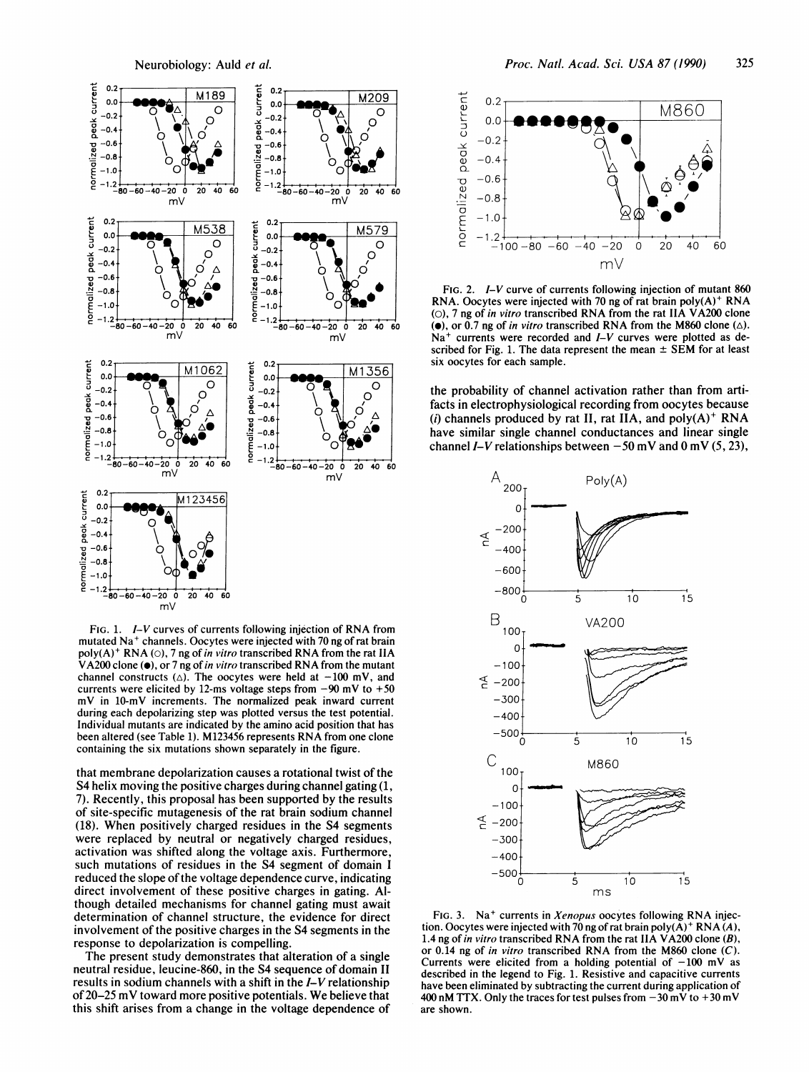FIG. 1. *I–V* curves of currents following injection of RNA from mutated $Na^+$ channels. Oocytes were injected with 70 ng of rat brain poly(A)$^+$ RNA (○), 7 ng of *in vitro* transcribed RNA from the rat IIA VA200 clone (●), or 7 ng of *in vitro* transcribed RNA from the mutant channel constructs (△). The oocytes were held at −100 mV, and currents were elicited by 12-ms voltage steps from −90 mV to +50 mV in 10-mV increments. The normalized peak inward current during each depolarizing step was plotted versus the test potential. Individual mutants are indicated by the amino acid position that has been altered (see Table 1). M123456 represents RNA from one clone containing the six mutations shown separately in the figure.

that membrane depolarization causes a rotational twist of the S4 helix moving the positive charges during channel gating (1, 7). Recently, this proposal has been supported by the results of site-specific mutagenesis of the rat brain sodium channel (18). When positively charged residues in the S4 segments were replaced by neutral or negatively charged residues, activation was shifted along the voltage axis. Furthermore, such mutations of residues in the S4 segment of domain I reduced the slope of the voltage dependence curve, indicating direct involvement of these positive charges in gating. Although detailed mechanisms for channel gating must await determination of channel structure, the evidence for direct involvement of the positive charges in the S4 segments in the response to depolarization is compelling.

The present study demonstrates that alteration of a single neutral residue, leucine-860, in the S4 sequence of domain II results in sodium channels with a shift in the *I–V* relationship of 20–25 mV toward more positive potentials. We believe that this shift arises from a change in the voltage dependence of the probability of channel activation rather than from artifacts in electrophysiological recording from oocytes because (*i*) channels produced by rat II, rat IIA, and poly(A)$^+$ RNA have similar single channel conductances and linear single channel *I–V* relationships between −50 mV and 0 mV (5, 23),

FIG. 2. *I–V* curve of currents following injection of mutant 860 RNA. Oocytes were injected with 70 ng of rat brain poly(A)$^+$ RNA (○), 7 ng of *in vitro* transcribed RNA from the rat IIA VA200 clone (●), or 0.7 ng of *in vitro* transcribed RNA from the M860 clone (△). $Na^+$ currents were recorded and *I–V* curves were plotted as described for Fig. 1. The data represent the mean ± SEM for at least six oocytes for each sample.

FIG. 3. $Na^+$ currents in *Xenopus* oocytes following RNA injection. Oocytes were injected with 70 ng of rat brain poly(A)$^+$ RNA (*A*), 1.4 ng of *in vitro* transcribed RNA from the rat IIA VA200 clone (*B*), or 0.14 ng of *in vitro* transcribed RNA from the M860 clone (*C*). Currents were elicited from a holding potential of −100 mV as described in the legend to Fig. 1. Resistive and capacitive currents have been eliminated by subtracting the current during application of 400 nM TTX. Only the traces for test pulses from −30 mV to +30 mV are shown.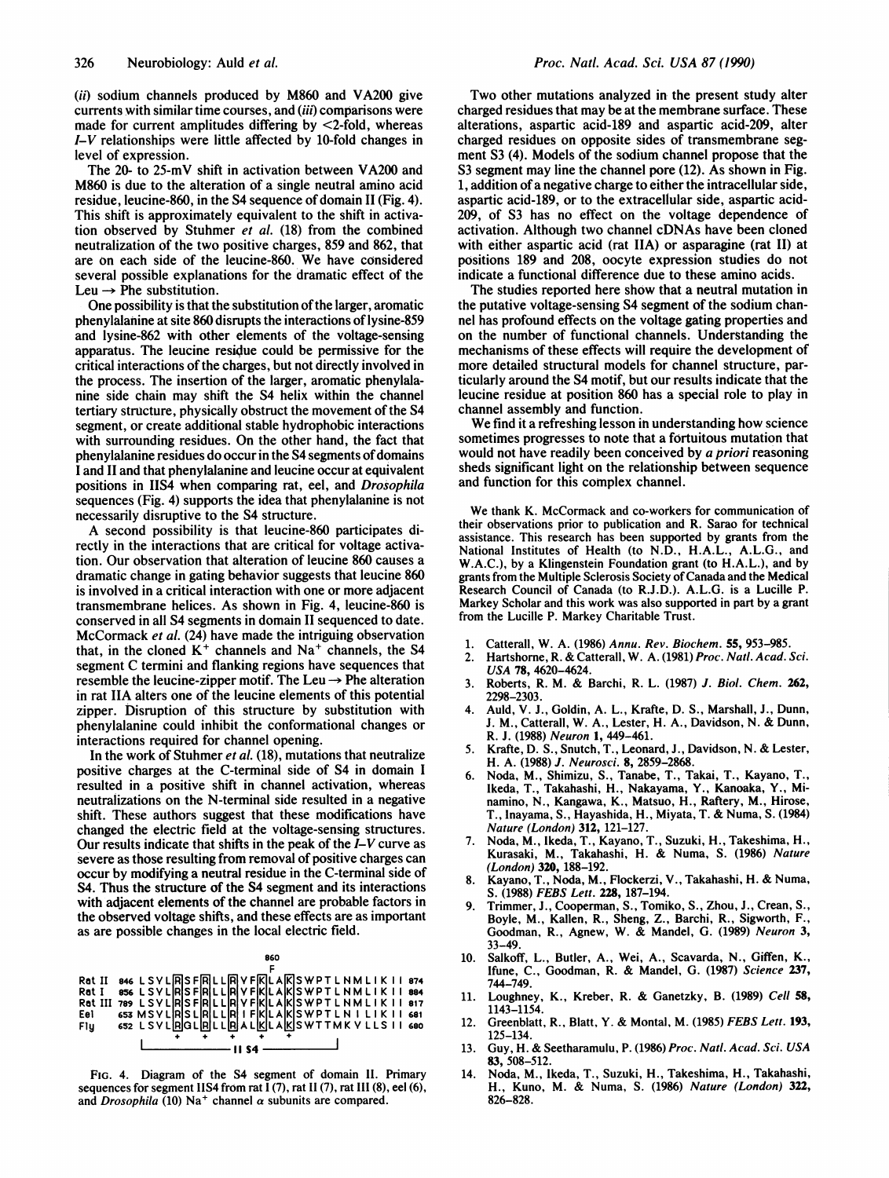(ii) sodium channels produced by M860 and VA200 give currents with similar time courses, and (iii) comparisons were made for current amplitudes differing by <2-fold, whereas I–V relationships were little affected by 10-fold changes in level of expression.

The 20- to 25-mV shift in activation between VA200 and M860 is due to the alteration of a single neutral amino acid residue, leucine-860, in the S4 sequence of domain II (Fig. 4). This shift is approximately equivalent to the shift in activation observed by Stuhmer *et al.* (18) from the combined neutralization of the two positive charges, 859 and 862, that are on each side of the leucine-860. We have considered several possible explanations for the dramatic effect of the Leu → Phe substitution.

One possibility is that the substitution of the larger, aromatic phenylalanine at site 860 disrupts the interactions of lysine-859 and lysine-862 with other elements of the voltage-sensing apparatus. The leucine residue could be permissive for the critical interactions of the charges, but not directly involved in the process. The insertion of the larger, aromatic phenylalanine side chain may shift the S4 helix within the channel tertiary structure, physically obstruct the movement of the S4 segment, or create additional stable hydrophobic interactions with surrounding residues. On the other hand, the fact that phenylalanine residues do occur in the S4 segments of domains I and II and that phenylalanine and leucine occur at equivalent positions in IIS4 when comparing rat, eel, and *Drosophila* sequences (Fig. 4) supports the idea that phenylalanine is not necessarily disruptive to the S4 structure.

A second possibility is that leucine-860 participates directly in the interactions that are critical for voltage activation. Our observation that alteration of leucine 860 causes a dramatic change in gating behavior suggests that leucine 860 is involved in a critical interaction with one or more adjacent transmembrane helices. As shown in Fig. 4, leucine-860 is conserved in all S4 segments in domain II sequenced to date. McCormack *et al.* (24) have made the intriguing observation that, in the cloned $K^+$ channels and $Na^+$ channels, the S4 segment C termini and flanking regions have sequences that resemble the leucine-zipper motif. The Leu → Phe alteration in rat IIA alters one of the leucine elements of this potential zipper. Disruption of this structure by substitution with phenylalanine could inhibit the conformational changes or interactions required for channel opening.

In the work of Stuhmer *et al.* (18), mutations that neutralize positive charges at the C-terminal side of S4 in domain I resulted in a positive shift in channel activation, whereas neutralizations on the N-terminal side resulted in a negative shift. These authors suggest that these modifications have changed the electric field at the voltage-sensing structures. Our results indicate that shifts in the peak of the I–V curve as severe as those resulting from removal of positive charges can occur by modifying a neutral residue in the C-terminal side of S4. Thus the structure of the S4 segment and its interactions with adjacent elements of the channel are probable factors in the observed voltage shifts, and these effects are as important as are possible changes in the local electric field.

```
                                   860
                                    F
Rat II   846 LSVL[R]SF[R]LL[R]VF[K]LA[K]SWPTLNMLIKII 874
Rat I    856 LSVL[R]SF[R]LL[R]VF[K]LA[K]SWPTLNMLIKII 884
Rat III  789 LSVL[R]SF[R]LL[R]VF[K]LA[K]SWPTLNMLIKII 817
Eel      653 MSVL[R]SL[R]LL[R]IF[K]LA[K]SWPTLNILIKII 681
Fly      652 LSVL[R]GL[R]LL[R]AL[K]LA[K]SWTTMKVLLSII 680
                 +   +   +   +   +
             |-------- II S4 --------|
```

FIG. 4. Diagram of the S4 segment of domain II. Primary sequences for segment IIS4 from rat I (7), rat II (7), rat III (8), eel (6), and *Drosophila* (10) $Na^+$ channel α subunits are compared.

Two other mutations analyzed in the present study alter charged residues that may be at the membrane surface. These alterations, aspartic acid-189 and aspartic acid-209, alter charged residues on opposite sides of transmembrane segment S3 (4). Models of the sodium channel propose that the S3 segment may line the channel pore (12). As shown in Fig. 1, addition of a negative charge to either the intracellular side, aspartic acid-189, or to the extracellular side, aspartic acid-209, of S3 has no effect on the voltage dependence of activation. Although two channel cDNAs have been cloned with either aspartic acid (rat IIA) or asparagine (rat II) at positions 189 and 208, oocyte expression studies do not indicate a functional difference due to these amino acids.

The studies reported here show that a neutral mutation in the putative voltage-sensing S4 segment of the sodium channel has profound effects on the voltage gating properties and on the number of functional channels. Understanding the mechanisms of these effects will require the development of more detailed structural models for channel structure, particularly around the S4 motif, but our results indicate that the leucine residue at position 860 has a special role to play in channel assembly and function.

We find it a refreshing lesson in understanding how science sometimes progresses to note that a fortuitous mutation that would not have readily been conceived by *a priori* reasoning sheds significant light on the relationship between sequence and function for this complex channel.

We thank K. McCormack and co-workers for communication of their observations prior to publication and R. Sarao for technical assistance. This research has been supported by grants from the National Institutes of Health (to N.D., H.A.L., A.L.G., and W.A.C.), by a Klingenstein Foundation grant (to H.A.L.), and by grants from the Multiple Sclerosis Society of Canada and the Medical Research Council of Canada (to R.J.D.). A.L.G. is a Lucille P. Markey Scholar and this work was also supported in part by a grant from the Lucille P. Markey Charitable Trust.

1. Catterall, W. A. (1986) *Annu. Rev. Biochem.* **55**, 953–985.
2. Hartshorne, R. & Catterall, W. A. (1981) *Proc. Natl. Acad. Sci. USA* **78**, 4620–4624.
3. Roberts, R. M. & Barchi, R. L. (1987) *J. Biol. Chem.* **262**, 2298–2303.
4. Auld, V. J., Goldin, A. L., Krafte, D. S., Marshall, J., Dunn, J. M., Catterall, W. A., Lester, H. A., Davidson, N. & Dunn, R. J. (1988) *Neuron* **1**, 449–461.
5. Krafte, D. S., Snutch, T., Leonard, J., Davidson, N. & Lester, H. A. (1988) *J. Neurosci.* **8**, 2859–2868.
6. Noda, M., Shimizu, S., Tanabe, T., Takai, T., Kayano, T., Ikeda, T., Takahashi, H., Nakayama, Y., Kanoaka, Y., Minamino, N., Kangawa, K., Matsuo, H., Raftery, M., Hirose, T., Inayama, S., Hayashida, H., Miyata, T. & Numa, S. (1984) *Nature (London)* **312**, 121–127.
7. Noda, M., Ikeda, T., Kayano, T., Suzuki, H., Takeshima, H., Kurasaki, M., Takahashi, H. & Numa, S. (1986) *Nature (London)* **320**, 188–192.
8. Kayano, T., Noda, M., Flockerzi, V., Takahashi, H. & Numa, S. (1988) *FEBS Lett.* **228**, 187–194.
9. Trimmer, J., Cooperman, S., Tomiko, S., Zhou, J., Crean, S., Boyle, M., Kallen, R., Sheng, Z., Barchi, R., Sigworth, F., Goodman, R., Agnew, W. & Mandel, G. (1989) *Neuron* **3**, 33–49.
10. Salkoff, L., Butler, A., Wei, A., Scavarda, N., Giffen, K., Ifune, C., Goodman, R. & Mandel, G. (1987) *Science* **237**, 744–749.
11. Loughney, K., Kreber, R. & Ganetzky, B. (1989) *Cell* **58**, 1143–1154.
12. Greenblatt, R., Blatt, Y. & Montal, M. (1985) *FEBS Lett.* **193**, 125–134.
13. Guy, H. & Seetharamulu, P. (1986) *Proc. Natl. Acad. Sci. USA* **83**, 508–512.
14. Noda, M., Ikeda, T., Suzuki, H., Takeshima, H., Takahashi, H., Kuno, M. & Numa, S. (1986) *Nature (London)* **322**, 826–828.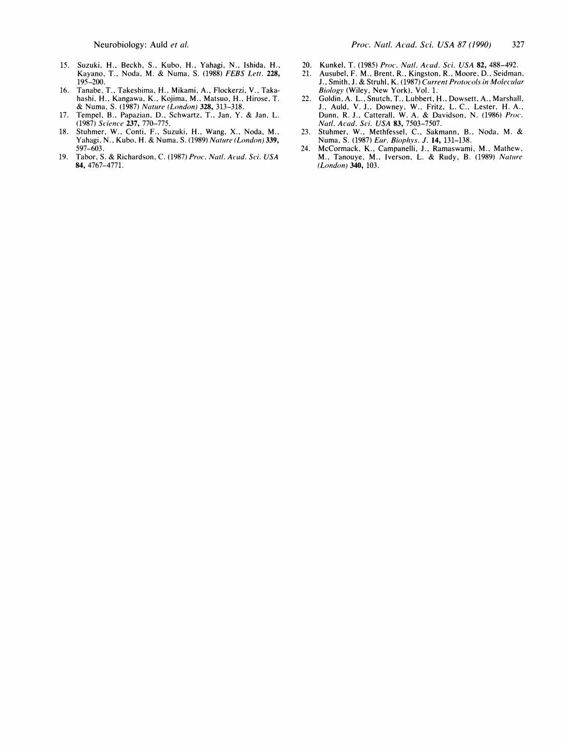15. Suzuki, H., Beckh, S., Kubo, H., Yahagi, N., Ishida, H., Kayano, T., Noda, M. & Numa, S. (1988) *FEBS Lett.* **228**, 195–200.
16. Tanabe, T., Takeshima, H., Mikami, A., Flockerzi, V., Takahashi, H., Kangawa, K., Kojima, M., Matsuo, H., Hirose, T. & Numa, S. (1987) *Nature (London)* **328**, 313–318.
17. Tempel, B., Papazian, D., Schwartz, T., Jan, Y. & Jan, L. (1987) *Science* **237**, 770–775.
18. Stuhmer, W., Conti, F., Suzuki, H., Wang, X., Noda, M., Yahagi, N., Kubo, H. & Numa, S. (1989) *Nature (London)* **339**, 597–603.
19. Tabor, S. & Richardson, C. (1987) *Proc. Natl. Acad. Sci. USA* **84**, 4767–4771.
20. Kunkel, T. (1985) *Proc. Natl. Acad. Sci. USA* **82**, 488–492.
21. Ausubel, F. M., Brent, R., Kingston, R., Moore, D., Seidman, J., Smith, J. & Struhl, K. (1987) *Current Protocols in Molecular Biology* (Wiley, New York), Vol. 1.
22. Goldin, A. L., Snutch, T., Lubbert, H., Dowsett, A., Marshall, J., Auld, V. J., Downey, W., Fritz, L. C., Lester, H. A., Dunn, R. J., Catterall, W. A. & Davidson, N. (1986) *Proc. Natl. Acad. Sci. USA* **83**, 7503–7507.
23. Stuhmer, W., Methfessel, C., Sakmann, B., Noda, M. & Numa, S. (1987) *Eur. Biophys. J.* **14**, 131–138.
24. McCormack, K., Campanelli, J., Ramaswami, M., Mathew, M., Tanouye, M., Iverson, L. & Rudy, B. (1989) *Nature (London)* **340**, 103.